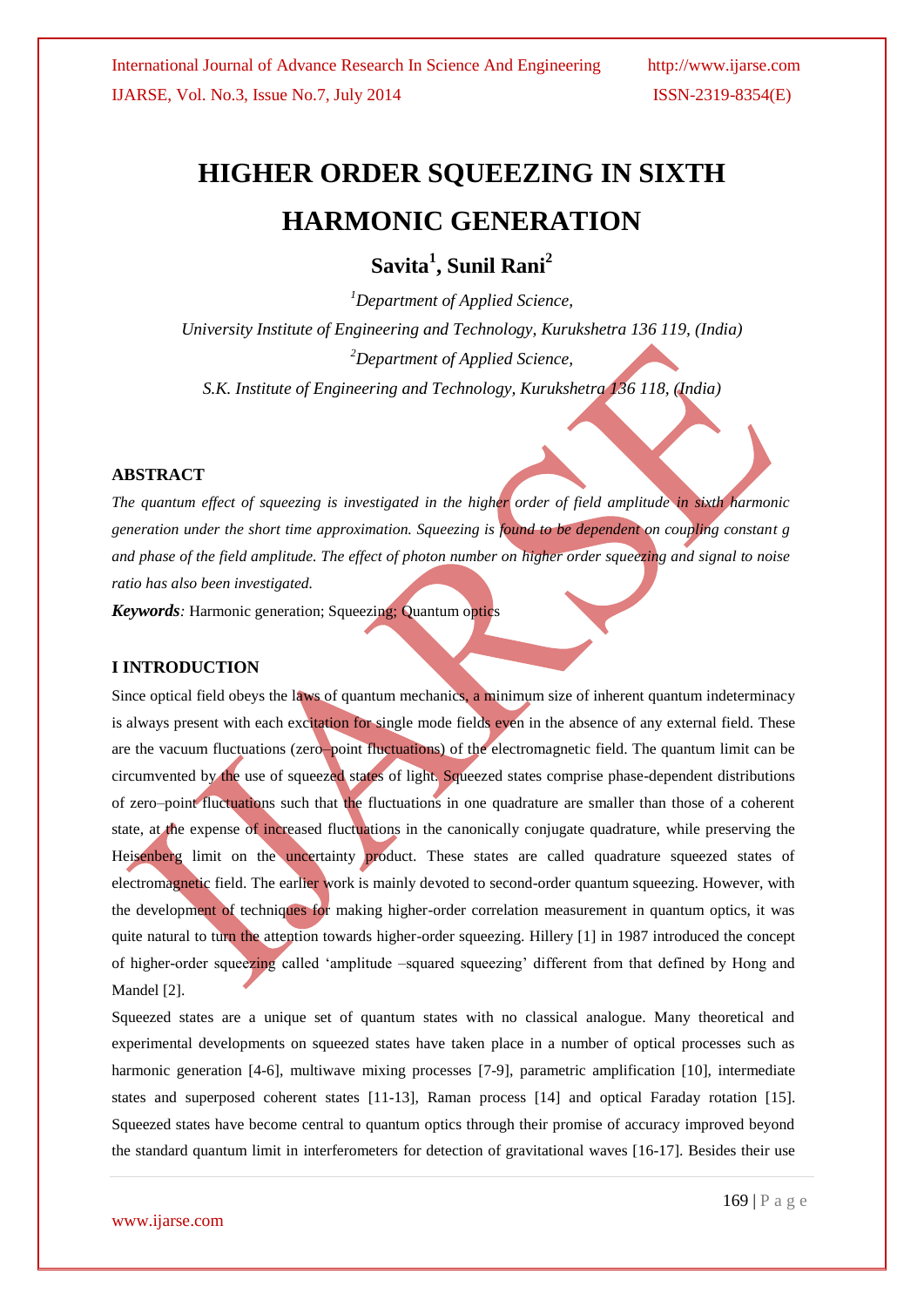# HIGHER ORDER SQUEEZING IN SIXTH HARMONIC GENERATION

## Savita[1], Sunil Rani[2]

[1]*Department of Applied Science,*

*University Institute of Engineering and Technology, Kurukshetra 136 119, (India)*

[2]*Department of Applied Science,*

*S.K. Institute of Engineering and Technology, Kurukshetra 136 118, (India)*

### ABSTRACT

*The quantum effect of squeezing is investigated in the higher order of field amplitude in sixth harmonic generation under the short time approximation. Squeezing is found to be dependent on coupling constant g and phase of the field amplitude. The effect of photon number on higher order squeezing and signal to noise ratio has also been investigated.*

***Keywords****:* Harmonic generation; Squeezing; Quantum optics

### I INTRODUCTION

Since optical field obeys the laws of quantum mechanics, a minimum size of inherent quantum indeterminacy is always present with each excitation for single mode fields even in the absence of any external field. These are the vacuum fluctuations (zero–point fluctuations) of the electromagnetic field. The quantum limit can be circumvented by the use of squeezed states of light. Squeezed states comprise phase-dependent distributions of zero–point fluctuations such that the fluctuations in one quadrature are smaller than those of a coherent state, at the expense of increased fluctuations in the canonically conjugate quadrature, while preserving the Heisenberg limit on the uncertainty product. These states are called quadrature squeezed states of electromagnetic field. The earlier work is mainly devoted to second-order quantum squeezing. However, with the development of techniques for making higher-order correlation measurement in quantum optics, it was quite natural to turn the attention towards higher-order squeezing. Hillery [1] in 1987 introduced the concept of higher-order squeezing called 'amplitude –squared squeezing' different from that defined by Hong and Mandel [2].

Squeezed states are a unique set of quantum states with no classical analogue. Many theoretical and experimental developments on squeezed states have taken place in a number of optical processes such as harmonic generation [4-6], multiwave mixing processes [7-9], parametric amplification [10], intermediate states and superposed coherent states [11-13], Raman process [14] and optical Faraday rotation [15]. Squeezed states have become central to quantum optics through their promise of accuracy improved beyond the standard quantum limit in interferometers for detection of gravitational waves [16-17]. Besides their use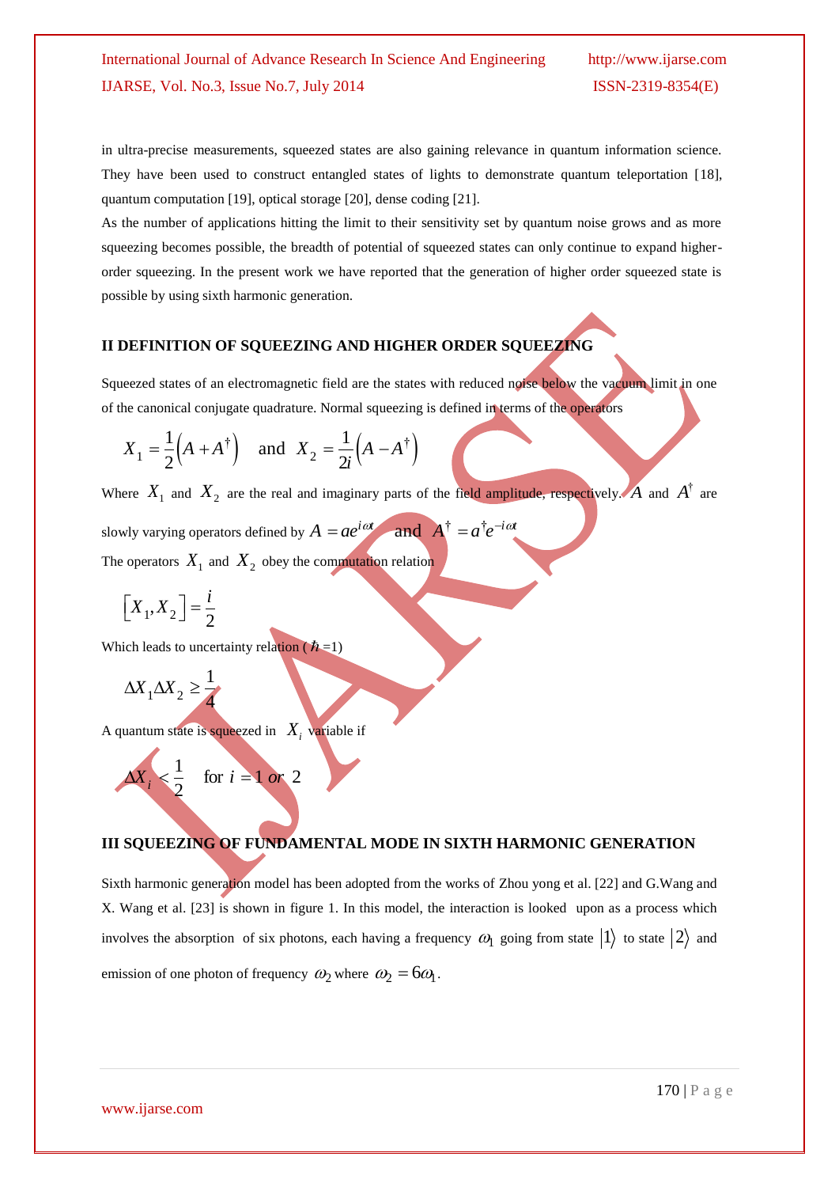in ultra-precise measurements, squeezed states are also gaining relevance in quantum information science. They have been used to construct entangled states of lights to demonstrate quantum teleportation [18], quantum computation [19], optical storage [20], dense coding [21].

As the number of applications hitting the limit to their sensitivity set by quantum noise grows and as more squeezing becomes possible, the breadth of potential of squeezed states can only continue to expand higher-order squeezing. In the present work we have reported that the generation of higher order squeezed state is possible by using sixth harmonic generation.

## II DEFINITION OF SQUEEZING AND HIGHER ORDER SQUEEZING

Squeezed states of an electromagnetic field are the states with reduced noise below the vacuum limit in one of the canonical conjugate quadrature. Normal squeezing is defined in terms of the operators

$$X_1 = \frac{1}{2}\left(A + A^{\dagger}\right) \quad \text{and} \quad X_2 = \frac{1}{2i}\left(A - A^{\dagger}\right)$$

Where $X_1$ and $X_2$ are the real and imaginary parts of the field amplitude, respectively. $A$ and $A^{\dagger}$ are slowly varying operators defined by $A = ae^{i\omega t}$ and $A^{\dagger} = a^{\dagger}e^{-i\omega t}$

The operators $X_1$ and $X_2$ obey the commutation relation

$$\left[X_1, X_2\right] = \frac{i}{2}$$

Which leads to uncertainty relation ($\hbar$ =1)

$$\Delta X_1 \Delta X_2 \geq \frac{1}{4}$$

A quantum state is squeezed in $X_i$ variable if

$$\Delta X_i < \frac{1}{2} \quad \text{for } i = 1 \text{ or } 2$$

## III SQUEEZING OF FUNDAMENTAL MODE IN SIXTH HARMONIC GENERATION

Sixth harmonic generation model has been adopted from the works of Zhou yong et al. [22] and G.Wang and X. Wang et al. [23] is shown in figure 1. In this model, the interaction is looked upon as a process which involves the absorption of six photons, each having a frequency $\omega_1$ going from state $|1\rangle$ to state $|2\rangle$ and emission of one photon of frequency $\omega_2$ where $\omega_2 = 6\omega_1$.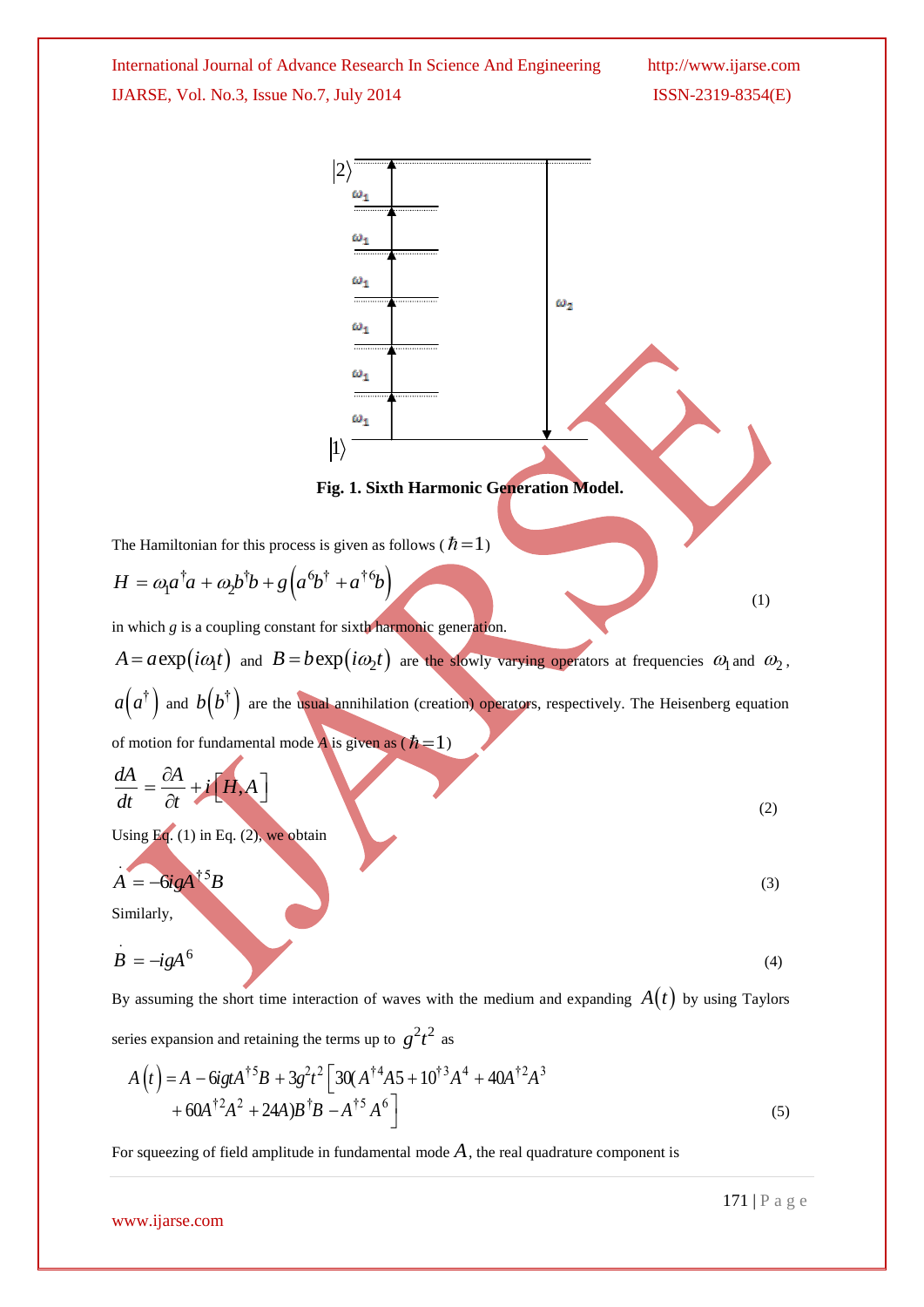Fig. 1. Sixth Harmonic Generation Model.

The Hamiltonian for this process is given as follows ( $\hbar = 1$ )

$$H = \omega_1 a^\dagger a + \omega_2 b^\dagger b + g\left(a^6 b^\dagger + a^{\dagger 6} b\right) \tag{1}$$

in which $g$ is a coupling constant for sixth harmonic generation.

$A = a\exp(i\omega_1 t)$ and $B = b\exp(i\omega_2 t)$ are the slowly varying operators at frequencies $\omega_1$ and $\omega_2$, $a\left(a^\dagger\right)$ and $b\left(b^\dagger\right)$ are the usual annihilation (creation) operators, respectively. The Heisenberg equation of motion for fundamental mode $A$ is given as ( $\hbar = 1$ )

$$\frac{dA}{dt} = \frac{\partial A}{\partial t} + i\left[H, A\right] \tag{2}$$

Using Eq. (1) in Eq. (2), we obtain

$$\dot{A} = -6igA^{\dagger 5}B \tag{3}$$

Similarly,

$$\dot{B} = -igA^6 \tag{4}$$

By assuming the short time interaction of waves with the medium and expanding $A(t)$ by using Taylors series expansion and retaining the terms up to $g^2t^2$ as

$$\begin{aligned} A(t) = A - 6igtA^{\dagger 5}B + 3g^2t^2\Big[&30(A^{\dagger 4}A5 + 10^{\dagger 3}A^4 + 40A^{\dagger 2}A^3 \\ &+ 60A^{\dagger 2}A^2 + 24A)B^\dagger B - A^{\dagger 5}A^6\Big] \end{aligned} \tag{5}$$

For squeezing of field amplitude in fundamental mode $A$, the real quadrature component is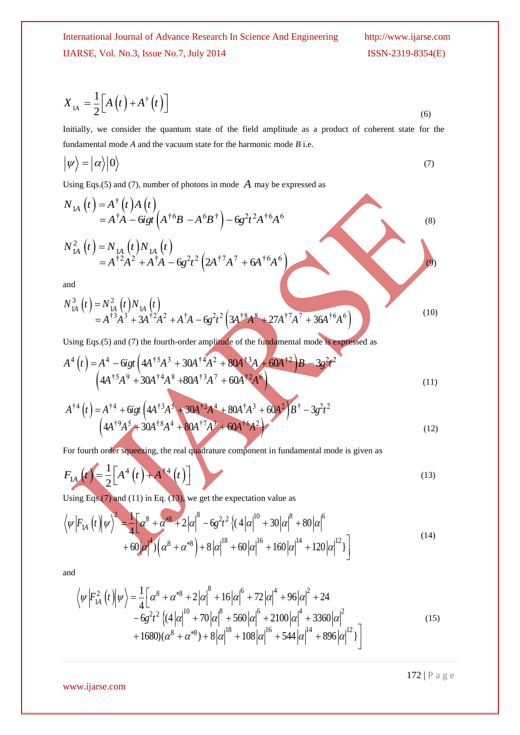$$X_{1A} = \frac{1}{2}\left[A\left(t\right) + A^{\dagger}\left(t\right)\right] \tag{6}$$

Initially, we consider the quantum state of the field amplitude as a product of coherent state for the fundamental mode *A* and the vacuum state for the harmonic mode *B* i.e.

$$\left|\psi\right\rangle = \left|\alpha\right\rangle\left|0\right\rangle \tag{7}$$

Using Eqs.(5) and (7), number of photons in mode $A$ may be expressed as

$$\begin{aligned} N_{1A}\left(t\right) &= A^{\dagger}\left(t\right)A\left(t\right) \\ &= A^{\dagger}A - 6igt\left(A^{\dagger 6}B - A^{6}B^{\dagger}\right) - 6g^{2}t^{2}A^{\dagger 6}A^{6} \end{aligned} \tag{8}$$

$$\begin{aligned} N_{1A}^{2}\left(t\right) &= N_{1A}\left(t\right)N_{1A}\left(t\right) \\ &= A^{\dagger 2}A^{2} + A^{\dagger}A - 6g^{2}t^{2}\left(2A^{\dagger 7}A^{7} + 6A^{\dagger 6}A^{6}\right) \end{aligned} \tag{9}$$

and

$$\begin{aligned} N_{1A}^{3}\left(t\right) &= N_{1A}^{2}\left(t\right)N_{1A}\left(t\right) \\ &= A^{\dagger 3}A^{3} + 3A^{\dagger 2}A^{2} + A^{\dagger}A - 6g^{2}t^{2}\left(3A^{\dagger 8}A^{8} + 27A^{\dagger 7}A^{7} + 36A^{\dagger 6}A^{6}\right) \end{aligned} \tag{10}$$

Using Eqs.(5) and (7) the fourth-order amplitude of the fundamental mode is expressed as

$$\begin{aligned} A^{4}\left(t\right) = A^{4} - 6igt\left(4A^{\dagger 5}A^{3} + 30A^{\dagger 4}A^{2} + 80A^{\dagger 3}A + 60A^{\dagger 2}\right)B - 3g^{2}t^{2} \\ \left(4A^{\dagger 5}A^{9} + 30A^{\dagger 4}A^{8} + 80A^{\dagger 3}A^{7} + 60A^{\dagger 2}A^{6}\right) \end{aligned} \tag{11}$$

$$\begin{aligned} A^{\dagger 4}\left(t\right) = A^{\dagger 4} + 6igt\left(4A^{\dagger 3}A^{5} + 30A^{\dagger 2}A^{4} + 80A^{\dagger}A^{3} + 60A^{2}\right)B^{\dagger} - 3g^{2}t^{2} \\ \left(4A^{\dagger 9}A^{5} + 30A^{\dagger 8}A^{4} + 80A^{\dagger 7}A^{3} + 60A^{\dagger 6}A^{2}\right) \end{aligned} \tag{12}$$

For fourth order squeezing, the real quadrature component in fundamental mode is given as

$$F_{1A}\left(t\right) = \frac{1}{2}\left[A^{4}\left(t\right) + A^{\dagger 4}\left(t\right)\right] \tag{13}$$

Using Eqs.(7) and (11) in Eq. (13), we get the expectation value as

$$\begin{aligned} \left\langle\psi\left|F_{1A}\left(t\right)\right|\psi\right\rangle^{2} = \frac{1}{4}\Big[\alpha^{8} + \alpha^{*8} + 2\left|\alpha\right|^{8} - 6g^{2}t^{2}\left\{\left(4\left|\alpha\right|^{10} + 30\left|\alpha\right|^{8} + 80\left|\alpha\right|^{6}\right.\right. \\ \left.\left. + 60\left|\alpha\right|^{4}\right)\left(\alpha^{8} + \alpha^{*8}\right) + 8\left|\alpha\right|^{18} + 60\left|\alpha\right|^{16} + 160\left|\alpha\right|^{14} + 120\left|\alpha\right|^{12}\right\}\Big] \end{aligned} \tag{14}$$

and

$$\begin{aligned} \left\langle\psi\left|F_{1A}^{2}\left(t\right)\right|\psi\right\rangle = \frac{1}{4}\Big[\alpha^{8} + \alpha^{*8} + 2\left|\alpha\right|^{8} + 16\left|\alpha\right|^{6} + 72\left|\alpha\right|^{4} + 96\left|\alpha\right|^{2} + 24 \\ - 6g^{2}t^{2}\left\{\left(4\left|\alpha\right|^{10} + 70\left|\alpha\right|^{8} + 560\left|\alpha\right|^{6} + 2100\left|\alpha\right|^{4} + 3360\left|\alpha\right|^{2}\right.\right. \\ \left.\left. + 1680\right)\left(\alpha^{8} + \alpha^{*8}\right) + 8\left|\alpha\right|^{18} + 108\left|\alpha\right|^{16} + 544\left|\alpha\right|^{14} + 896\left|\alpha\right|^{12}\right\}\Big] \end{aligned} \tag{15}$$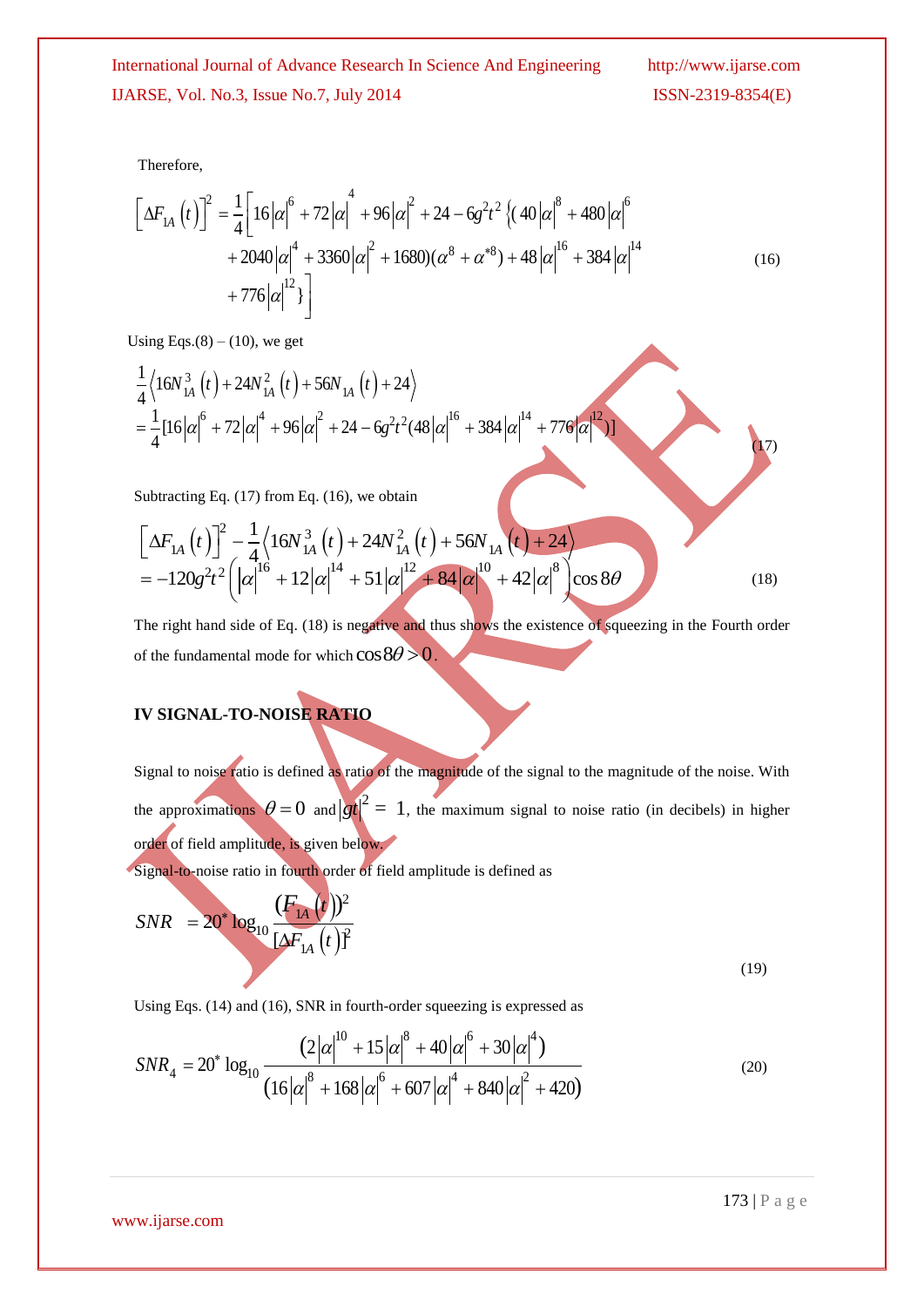Therefore,

$$\left[\Delta F_{1A}\left(t\right)\right]^{2}=\frac{1}{4}\Big[16\left|\alpha\right|^{6}+72\left|\alpha\right|^{4}+96\left|\alpha\right|^{2}+24-6g^{2}t^{2}\left\{(40\left|\alpha\right|^{8}+480\left|\alpha\right|^{6}+2040\left|\alpha\right|^{4}+3360\left|\alpha\right|^{2}+1680)(\alpha^{8}+\alpha^{*8})+48\left|\alpha\right|^{16}+384\left|\alpha\right|^{14}+776\left|\alpha\right|^{12}\right\}\Big] \tag{16}$$

Using Eqs.(8) – (10), we get

$$\frac{1}{4}\left\langle 16N_{1A}^{3}\left(t\right)+24N_{1A}^{2}\left(t\right)+56N_{1A}\left(t\right)+24\right\rangle =\frac{1}{4}[16\left|\alpha\right|^{6}+72\left|\alpha\right|^{4}+96\left|\alpha\right|^{2}+24-6g^{2}t^{2}(48\left|\alpha\right|^{16}+384\left|\alpha\right|^{14}+776\left|\alpha\right|^{12})] \tag{17}$$

Subtracting Eq. (17) from Eq. (16), we obtain

$$\left[\Delta F_{1A}\left(t\right)\right]^{2}-\frac{1}{4}\left\langle 16N_{1A}^{3}\left(t\right)+24N_{1A}^{2}\left(t\right)+56N_{1A}\left(t\right)+24\right\rangle =-120g^{2}t^{2}\left(\left|\alpha\right|^{16}+12\left|\alpha\right|^{14}+51\left|\alpha\right|^{12}+84\left|\alpha\right|^{10}+42\left|\alpha\right|^{8}\right)\cos 8\theta \tag{18}$$

The right hand side of Eq. (18) is negative and thus shows the existence of squeezing in the Fourth order of the fundamental mode for which $\cos 8\theta > 0$.

## IV SIGNAL-TO-NOISE RATIO

Signal to noise ratio is defined as ratio of the magnitude of the signal to the magnitude of the noise. With the approximations $\theta = 0$ and $|gt|^{2} = 1$, the maximum signal to noise ratio (in decibels) in higher order of field amplitude, is given below.

Signal-to-noise ratio in fourth order of field amplitude is defined as

$$SNR = 20^{*}\log_{10}\frac{(F_{1A}(t))^{2}}{[\Delta F_{1A}(t)]^{2}} \tag{19}$$

Using Eqs. (14) and (16), SNR in fourth-order squeezing is expressed as

$$SNR_{4} = 20^{*}\log_{10}\frac{\left(2\left|\alpha\right|^{10}+15\left|\alpha\right|^{8}+40\left|\alpha\right|^{6}+30\left|\alpha\right|^{4}\right)}{\left(16\left|\alpha\right|^{8}+168\left|\alpha\right|^{6}+607\left|\alpha\right|^{4}+840\left|\alpha\right|^{2}+420\right)} \tag{20}$$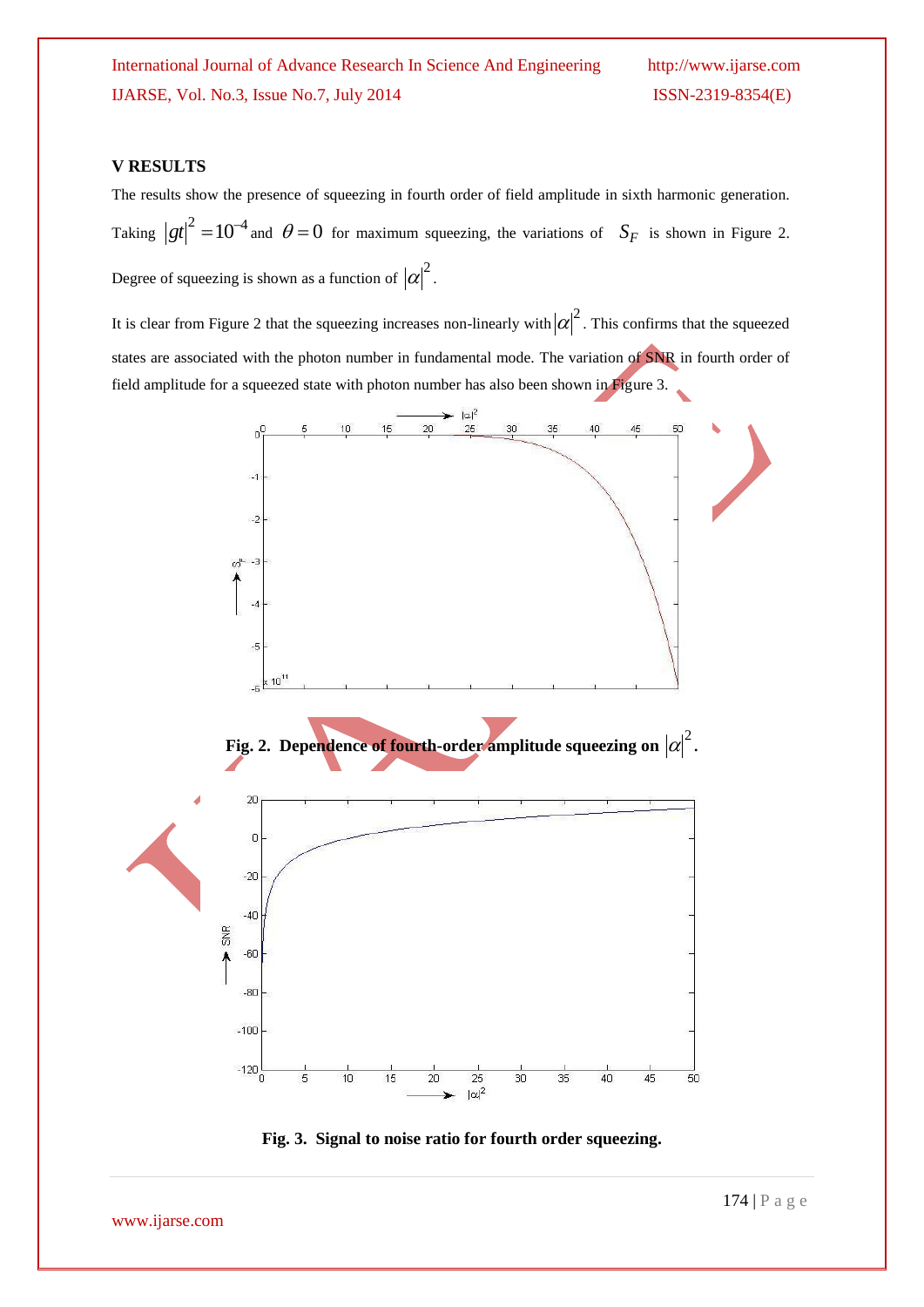## V RESULTS

The results show the presence of squeezing in fourth order of field amplitude in sixth harmonic generation. Taking $|gt|^2 = 10^{-4}$ and $\theta = 0$ for maximum squeezing, the variations of $S_F$ is shown in Figure 2. Degree of squeezing is shown as a function of $|\alpha|^2$.

It is clear from Figure 2 that the squeezing increases non-linearly with $|\alpha|^2$. This confirms that the squeezed states are associated with the photon number in fundamental mode. The variation of SNR in fourth order of field amplitude for a squeezed state with photon number has also been shown in Figure 3.

**Fig. 2. Dependence of fourth-order amplitude squeezing on $|\alpha|^2$.**

**Fig. 3. Signal to noise ratio for fourth order squeezing.**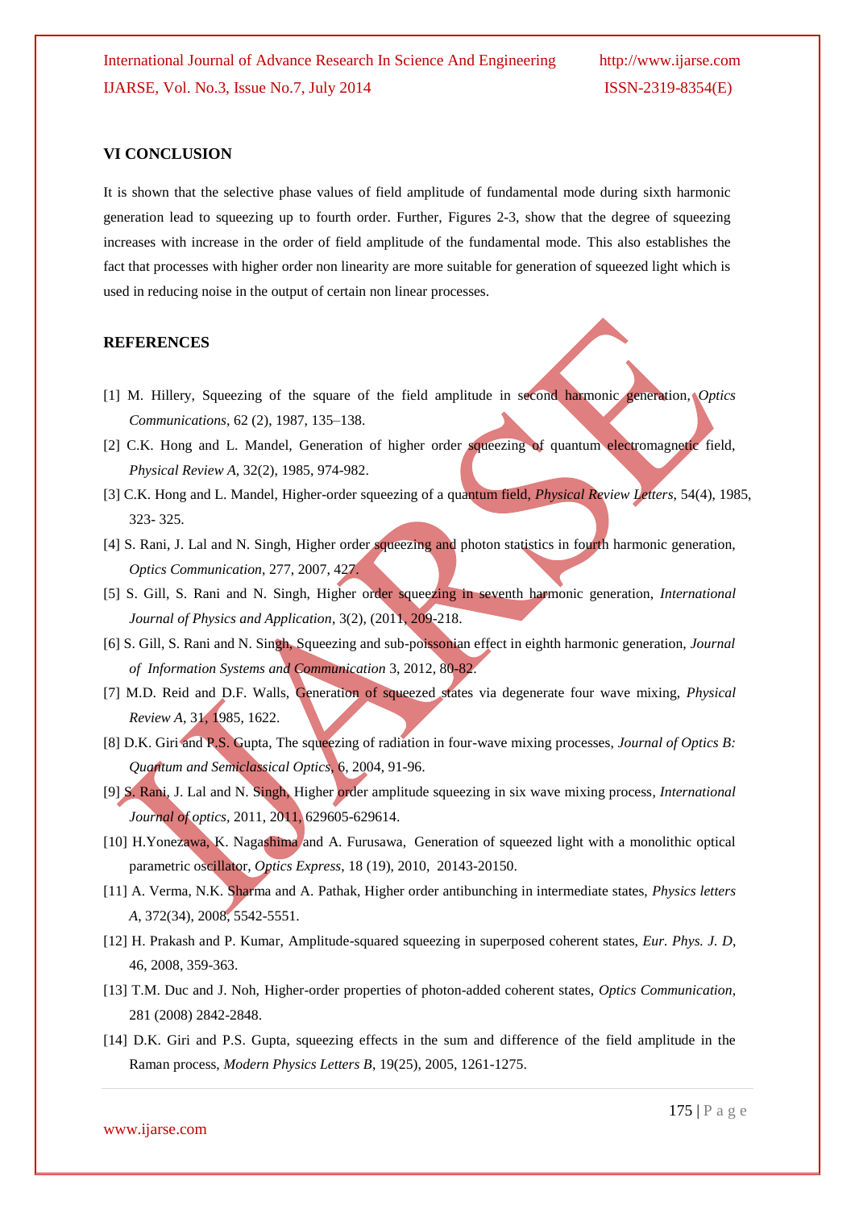## VI CONCLUSION

It is shown that the selective phase values of field amplitude of fundamental mode during sixth harmonic generation lead to squeezing up to fourth order. Further, Figures 2-3, show that the degree of squeezing increases with increase in the order of field amplitude of the fundamental mode. This also establishes the fact that processes with higher order non linearity are more suitable for generation of squeezed light which is used in reducing noise in the output of certain non linear processes.

## REFERENCES

[1] M. Hillery, Squeezing of the square of the field amplitude in second harmonic generation, *Optics Communications*, 62 (2), 1987, 135–138.

[2] C.K. Hong and L. Mandel, Generation of higher order squeezing of quantum electromagnetic field, *Physical Review A*, 32(2), 1985, 974-982.

[3] C.K. Hong and L. Mandel, Higher-order squeezing of a quantum field, *Physical Review Letters*, 54(4), 1985, 323- 325.

[4] S. Rani, J. Lal and N. Singh, Higher order squeezing and photon statistics in fourth harmonic generation, *Optics Communication*, 277, 2007, 427.

[5] S. Gill, S. Rani and N. Singh, Higher order squeezing in seventh harmonic generation, *International Journal of Physics and Application*, 3(2), (2011, 209-218.

[6] S. Gill, S. Rani and N. Singh, Squeezing and sub-poissonian effect in eighth harmonic generation, *Journal of Information Systems and Communication* 3, 2012, 80-82.

[7] M.D. Reid and D.F. Walls, Generation of squeezed states via degenerate four wave mixing, *Physical Review A*, 31, 1985, 1622.

[8] D.K. Giri and P.S. Gupta, The squeezing of radiation in four-wave mixing processes, *Journal of Optics B: Quantum and Semiclassical Optics*, 6, 2004, 91-96.

[9] S. Rani, J. Lal and N. Singh, Higher order amplitude squeezing in six wave mixing process, *International Journal of optics*, 2011, 2011, 629605-629614.

[10] H.Yonezawa, K. Nagashima and A. Furusawa, Generation of squeezed light with a monolithic optical parametric oscillator, *Optics Express*, 18 (19), 2010, 20143-20150.

[11] A. Verma, N.K. Sharma and A. Pathak, Higher order antibunching in intermediate states, *Physics letters A*, 372(34), 2008, 5542-5551.

[12] H. Prakash and P. Kumar, Amplitude-squared squeezing in superposed coherent states, *Eur. Phys. J. D*, 46, 2008, 359-363.

[13] T.M. Duc and J. Noh, Higher-order properties of photon-added coherent states, *Optics Communication*, 281 (2008) 2842-2848.

[14] D.K. Giri and P.S. Gupta, squeezing effects in the sum and difference of the field amplitude in the Raman process, *Modern Physics Letters B*, 19(25), 2005, 1261-1275.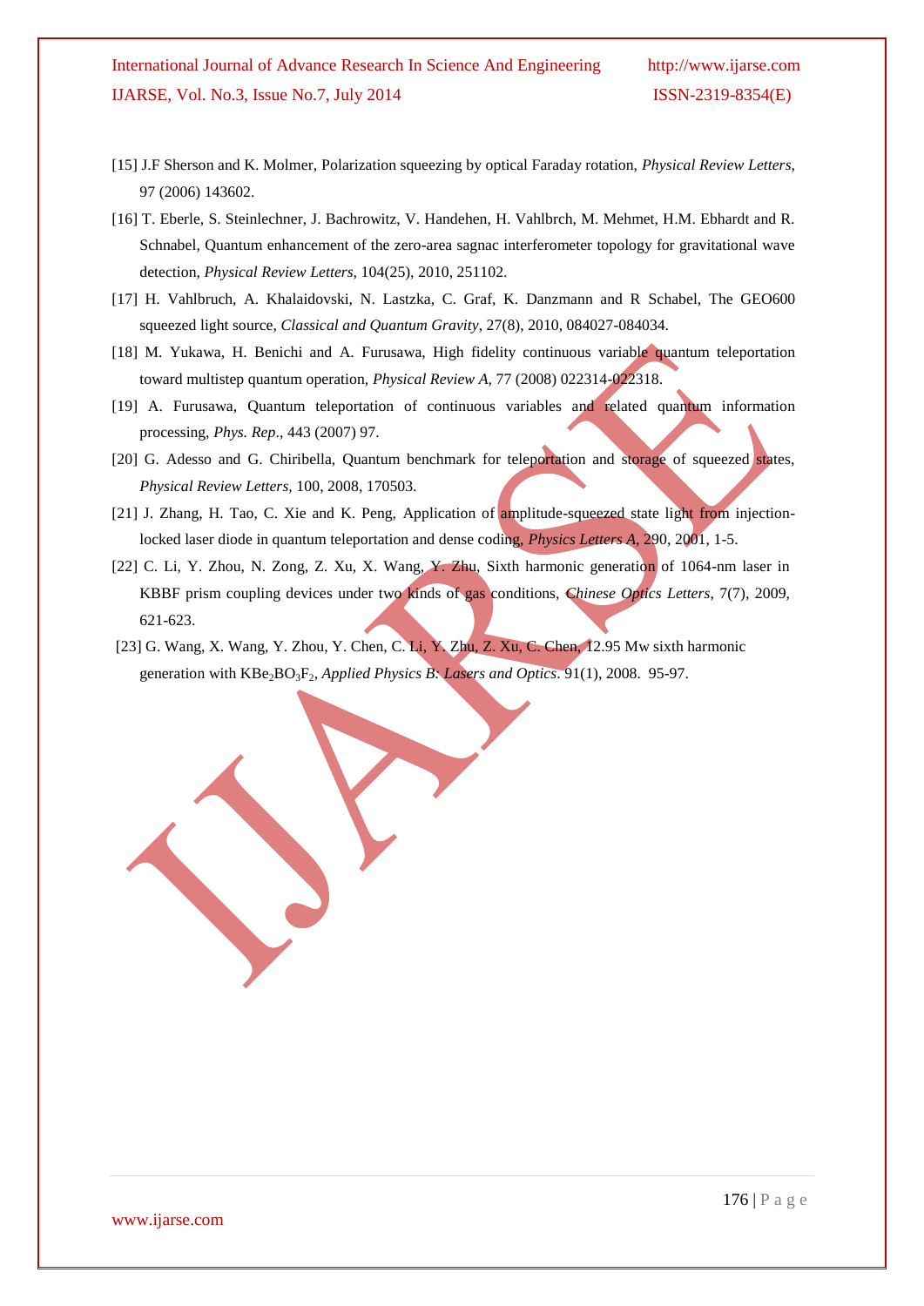[15] J.F Sherson and K. Molmer, Polarization squeezing by optical Faraday rotation, *Physical Review Letters*, 97 (2006) 143602.

[16] T. Eberle, S. Steinlechner, J. Bachrowitz, V. Handehen, H. Vahlbrch, M. Mehmet, H.M. Ebhardt and R. Schnabel, Quantum enhancement of the zero-area sagnac interferometer topology for gravitational wave detection, *Physical Review Letters*, 104(25), 2010, 251102.

[17] H. Vahlbruch, A. Khalaidovski, N. Lastzka, C. Graf, K. Danzmann and R Schabel, The GEO600 squeezed light source, *Classical and Quantum Gravity*, 27(8), 2010, 084027-084034.

[18] M. Yukawa, H. Benichi and A. Furusawa, High fidelity continuous variable quantum teleportation toward multistep quantum operation, *Physical Review A*, 77 (2008) 022314-022318.

[19] A. Furusawa, Quantum teleportation of continuous variables and related quantum information processing, *Phys. Rep*., 443 (2007) 97.

[20] G. Adesso and G. Chiribella, Quantum benchmark for teleportation and storage of squeezed states, *Physical Review Letters*, 100, 2008, 170503.

[21] J. Zhang, H. Tao, C. Xie and K. Peng, Application of amplitude-squeezed state light from injection-locked laser diode in quantum teleportation and dense coding, *Physics Letters A*, 290, 2001, 1-5.

[22] C. Li, Y. Zhou, N. Zong, Z. Xu, X. Wang, Y. Zhu, Sixth harmonic generation of 1064-nm laser in KBBF prism coupling devices under two kinds of gas conditions, *Chinese Optics Letters*, 7(7), 2009, 621-623.

[23] G. Wang, X. Wang, Y. Zhou, Y. Chen, C. Li, Y. Zhu, Z. Xu, C. Chen, 12.95 Mw sixth harmonic generation with $KBe_2BO_3F_2$, *Applied Physics B: Lasers and Optics*. 91(1), 2008. 95-97.